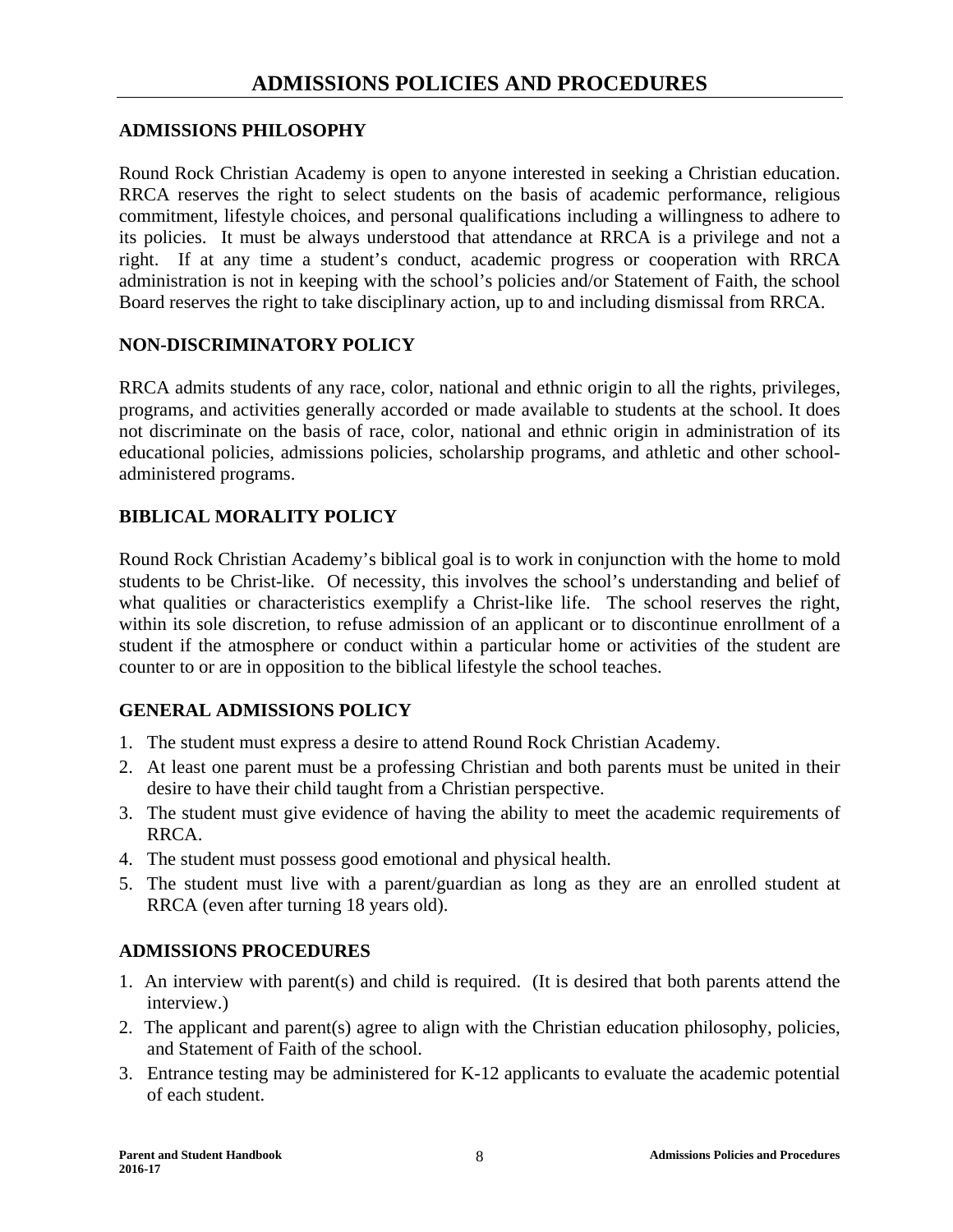# ADMISSIONS POLICIES AND PROCEDURES

## ADMISSIONS PHILOSOPHY

Round Rock Christian Academy is open to anyone interested in seeking a Christian education. RRCA reserves the right to select students on the basis of academic performance, religious commitment, lifestyle choices, and personal qualifications including a willingness to adhere to its policies. It must be always understood that attendance at RRCA is a privilege and not a right. If at any time a student's conduct, academic progress or cooperation with RRCA administration is not in keeping with the school's policies and/or Statement of Faith, the school Board reserves the right to take disciplinary action, up to and including dismissal from RRCA.

## NON-DISCRIMINATORY POLICY

RRCA admits students of any race, color, national and ethnic origin to all the rights, privileges, programs, and activities generally accorded or made available to students at the school. It does not discriminate on the basis of race, color, national and ethnic origin in administration of its educational policies, admissions policies, scholarship programs, and athletic and other school-administered programs.

## BIBLICAL MORALITY POLICY

Round Rock Christian Academy's biblical goal is to work in conjunction with the home to mold students to be Christ-like. Of necessity, this involves the school's understanding and belief of what qualities or characteristics exemplify a Christ-like life. The school reserves the right, within its sole discretion, to refuse admission of an applicant or to discontinue enrollment of a student if the atmosphere or conduct within a particular home or activities of the student are counter to or are in opposition to the biblical lifestyle the school teaches.

## GENERAL ADMISSIONS POLICY

1. The student must express a desire to attend Round Rock Christian Academy.
2. At least one parent must be a professing Christian and both parents must be united in their desire to have their child taught from a Christian perspective.
3. The student must give evidence of having the ability to meet the academic requirements of RRCA.
4. The student must possess good emotional and physical health.
5. The student must live with a parent/guardian as long as they are an enrolled student at RRCA (even after turning 18 years old).

## ADMISSIONS PROCEDURES

1. An interview with parent(s) and child is required. (It is desired that both parents attend the interview.)
2. The applicant and parent(s) agree to align with the Christian education philosophy, policies, and Statement of Faith of the school.
3. Entrance testing may be administered for K-12 applicants to evaluate the academic potential of each student.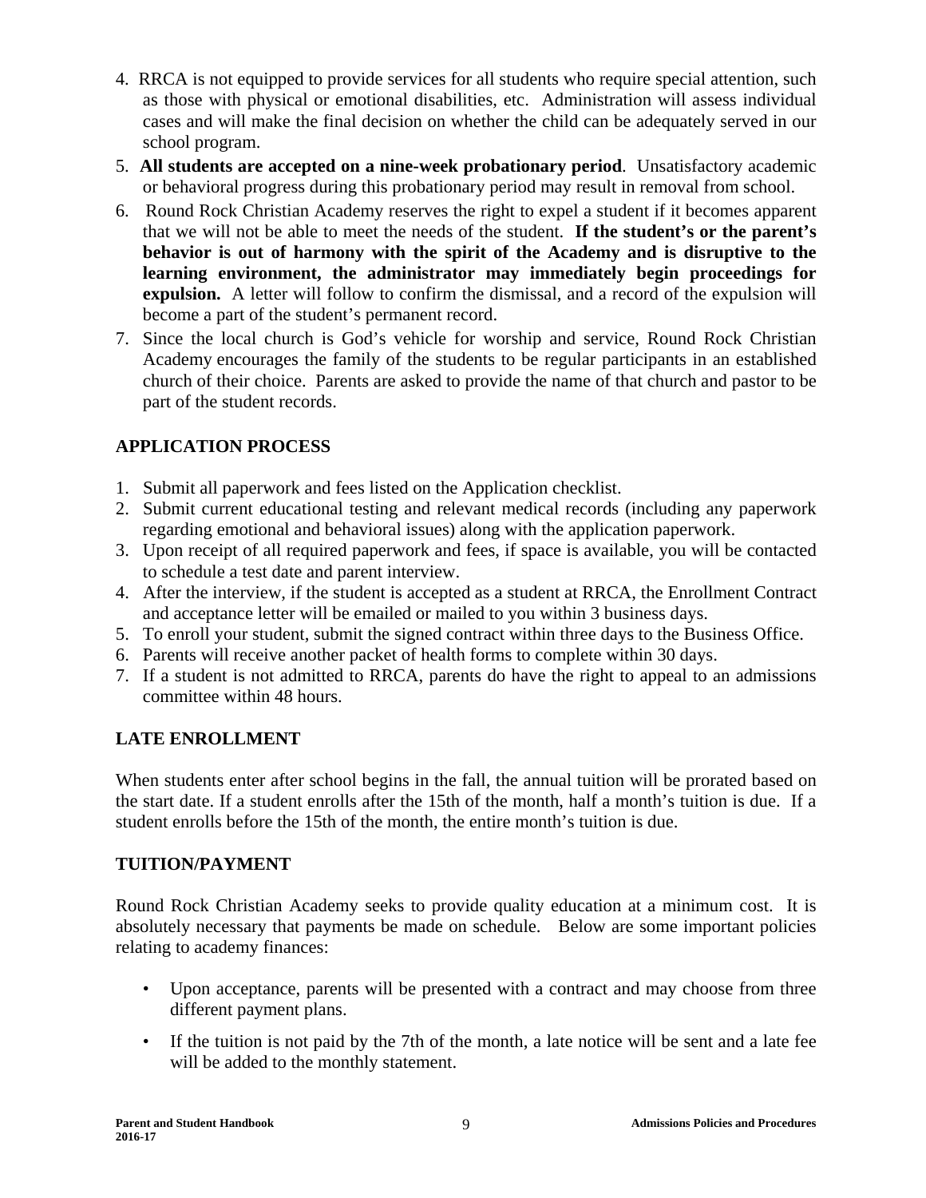4. RRCA is not equipped to provide services for all students who require special attention, such as those with physical or emotional disabilities, etc. Administration will assess individual cases and will make the final decision on whether the child can be adequately served in our school program.
5. **All students are accepted on a nine-week probationary period**. Unsatisfactory academic or behavioral progress during this probationary period may result in removal from school.
6. Round Rock Christian Academy reserves the right to expel a student if it becomes apparent that we will not be able to meet the needs of the student. **If the student's or the parent's behavior is out of harmony with the spirit of the Academy and is disruptive to the learning environment, the administrator may immediately begin proceedings for expulsion.** A letter will follow to confirm the dismissal, and a record of the expulsion will become a part of the student's permanent record.
7. Since the local church is God's vehicle for worship and service, Round Rock Christian Academy encourages the family of the students to be regular participants in an established church of their choice. Parents are asked to provide the name of that church and pastor to be part of the student records.

## APPLICATION PROCESS

1. Submit all paperwork and fees listed on the Application checklist.
2. Submit current educational testing and relevant medical records (including any paperwork regarding emotional and behavioral issues) along with the application paperwork.
3. Upon receipt of all required paperwork and fees, if space is available, you will be contacted to schedule a test date and parent interview.
4. After the interview, if the student is accepted as a student at RRCA, the Enrollment Contract and acceptance letter will be emailed or mailed to you within 3 business days.
5. To enroll your student, submit the signed contract within three days to the Business Office.
6. Parents will receive another packet of health forms to complete within 30 days.
7. If a student is not admitted to RRCA, parents do have the right to appeal to an admissions committee within 48 hours.

## LATE ENROLLMENT

When students enter after school begins in the fall, the annual tuition will be prorated based on the start date. If a student enrolls after the 15th of the month, half a month's tuition is due. If a student enrolls before the 15th of the month, the entire month's tuition is due.

## TUITION/PAYMENT

Round Rock Christian Academy seeks to provide quality education at a minimum cost. It is absolutely necessary that payments be made on schedule. Below are some important policies relating to academy finances:

- Upon acceptance, parents will be presented with a contract and may choose from three different payment plans.
- If the tuition is not paid by the 7th of the month, a late notice will be sent and a late fee will be added to the monthly statement.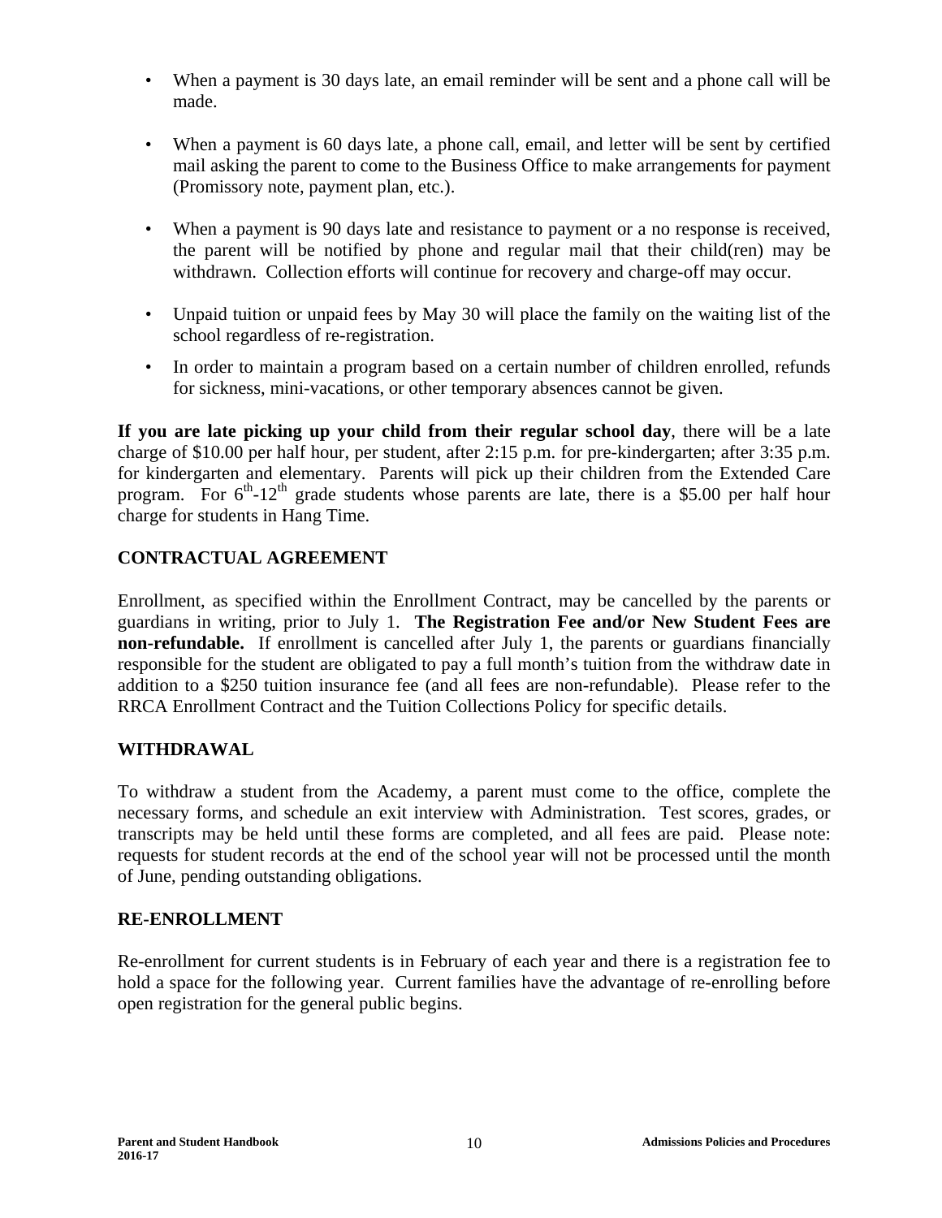- When a payment is 30 days late, an email reminder will be sent and a phone call will be made.
- When a payment is 60 days late, a phone call, email, and letter will be sent by certified mail asking the parent to come to the Business Office to make arrangements for payment (Promissory note, payment plan, etc.).
- When a payment is 90 days late and resistance to payment or a no response is received, the parent will be notified by phone and regular mail that their child(ren) may be withdrawn. Collection efforts will continue for recovery and charge-off may occur.
- Unpaid tuition or unpaid fees by May 30 will place the family on the waiting list of the school regardless of re-registration.
- In order to maintain a program based on a certain number of children enrolled, refunds for sickness, mini-vacations, or other temporary absences cannot be given.

**If you are late picking up your child from their regular school day**, there will be a late charge of $10.00 per half hour, per student, after 2:15 p.m. for pre-kindergarten; after 3:35 p.m. for kindergarten and elementary. Parents will pick up their children from the Extended Care program. For 6th-12th grade students whose parents are late, there is a $5.00 per half hour charge for students in Hang Time.

## CONTRACTUAL AGREEMENT

Enrollment, as specified within the Enrollment Contract, may be cancelled by the parents or guardians in writing, prior to July 1. **The Registration Fee and/or New Student Fees are non-refundable.** If enrollment is cancelled after July 1, the parents or guardians financially responsible for the student are obligated to pay a full month's tuition from the withdraw date in addition to a $250 tuition insurance fee (and all fees are non-refundable). Please refer to the RRCA Enrollment Contract and the Tuition Collections Policy for specific details.

## WITHDRAWAL

To withdraw a student from the Academy, a parent must come to the office, complete the necessary forms, and schedule an exit interview with Administration. Test scores, grades, or transcripts may be held until these forms are completed, and all fees are paid. Please note: requests for student records at the end of the school year will not be processed until the month of June, pending outstanding obligations.

## RE-ENROLLMENT

Re-enrollment for current students is in February of each year and there is a registration fee to hold a space for the following year. Current families have the advantage of re-enrolling before open registration for the general public begins.